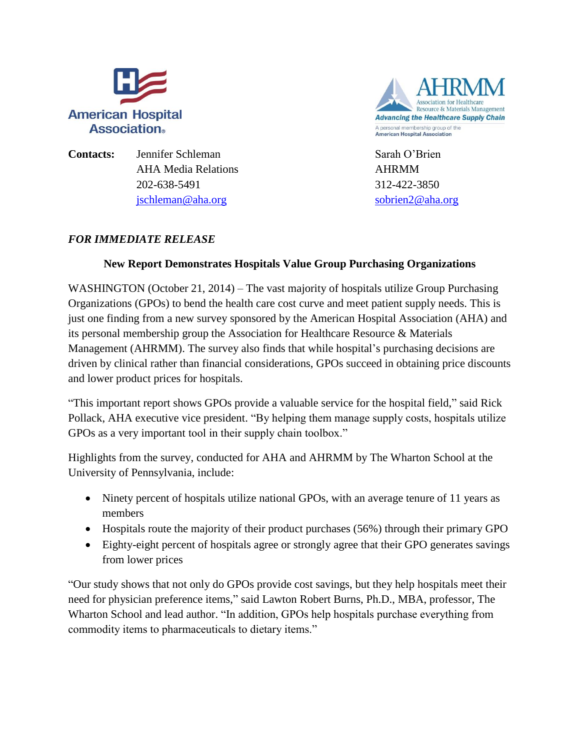American Hospital Association

AHRMM
Association for Healthcare Resource & Materials Management
Advancing the Healthcare Supply Chain
A personal membership group of the American Hospital Association

**Contacts:**

Jennifer Schleman
AHA Media Relations
202-638-5491
jschleman@aha.org

Sarah O'Brien
AHRMM
312-422-3850
sobrien2@aha.org

***FOR IMMEDIATE RELEASE***

**New Report Demonstrates Hospitals Value Group Purchasing Organizations**

WASHINGTON (October 21, 2014) – The vast majority of hospitals utilize Group Purchasing Organizations (GPOs) to bend the health care cost curve and meet patient supply needs. This is just one finding from a new survey sponsored by the American Hospital Association (AHA) and its personal membership group the Association for Healthcare Resource & Materials Management (AHRMM). The survey also finds that while hospital's purchasing decisions are driven by clinical rather than financial considerations, GPOs succeed in obtaining price discounts and lower product prices for hospitals.

"This important report shows GPOs provide a valuable service for the hospital field," said Rick Pollack, AHA executive vice president. "By helping them manage supply costs, hospitals utilize GPOs as a very important tool in their supply chain toolbox."

Highlights from the survey, conducted for AHA and AHRMM by The Wharton School at the University of Pennsylvania, include:

- Ninety percent of hospitals utilize national GPOs, with an average tenure of 11 years as members
- Hospitals route the majority of their product purchases (56%) through their primary GPO
- Eighty-eight percent of hospitals agree or strongly agree that their GPO generates savings from lower prices

"Our study shows that not only do GPOs provide cost savings, but they help hospitals meet their need for physician preference items," said Lawton Robert Burns, Ph.D., MBA, professor, The Wharton School and lead author. "In addition, GPOs help hospitals purchase everything from commodity items to pharmaceuticals to dietary items."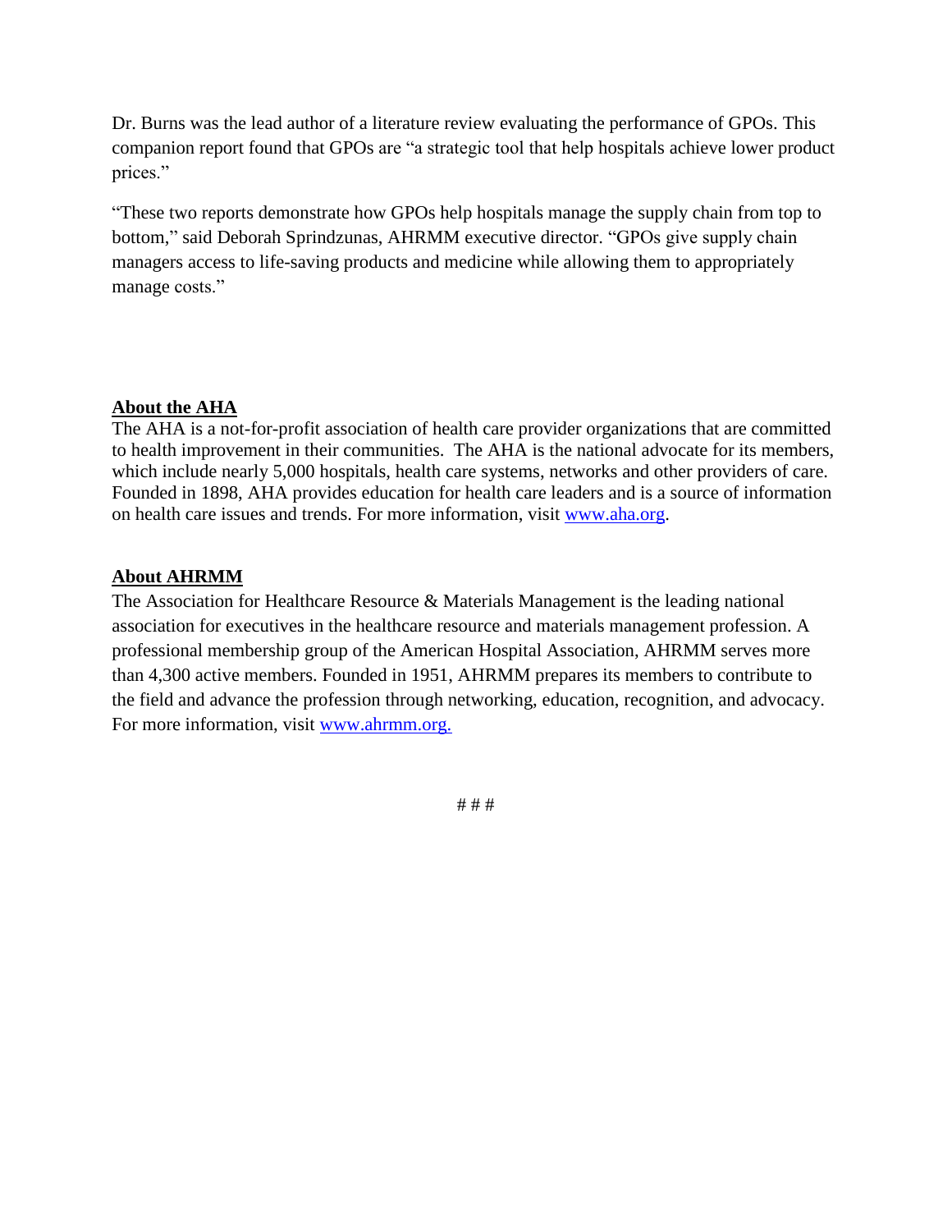Dr. Burns was the lead author of a literature review evaluating the performance of GPOs. This companion report found that GPOs are "a strategic tool that help hospitals achieve lower product prices."

"These two reports demonstrate how GPOs help hospitals manage the supply chain from top to bottom," said Deborah Sprindzunas, AHRMM executive director. "GPOs give supply chain managers access to life-saving products and medicine while allowing them to appropriately manage costs."

**About the AHA**

The AHA is a not-for-profit association of health care provider organizations that are committed to health improvement in their communities. The AHA is the national advocate for its members, which include nearly 5,000 hospitals, health care systems, networks and other providers of care. Founded in 1898, AHA provides education for health care leaders and is a source of information on health care issues and trends. For more information, visit [www.aha.org](http://www.aha.org).

**About AHRMM**

The Association for Healthcare Resource & Materials Management is the leading national association for executives in the healthcare resource and materials management profession. A professional membership group of the American Hospital Association, AHRMM serves more than 4,300 active members. Founded in 1951, AHRMM prepares its members to contribute to the field and advance the profession through networking, education, recognition, and advocacy. For more information, visit [www.ahrmm.org.](http://www.ahrmm.org)

# # #